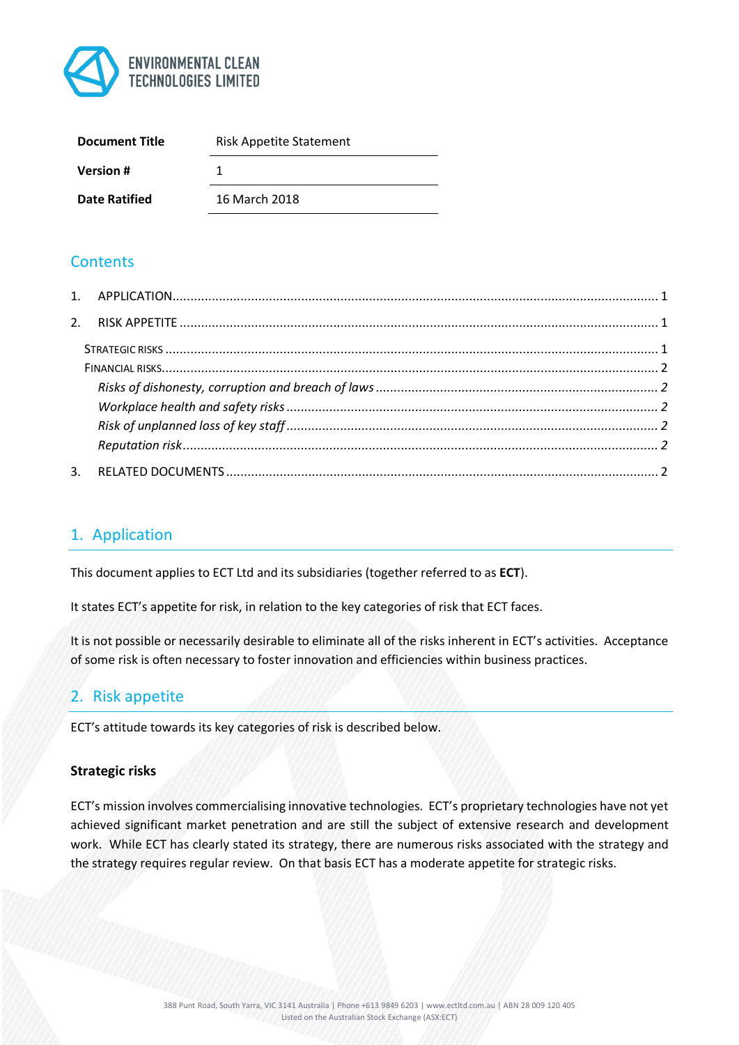ENVIRONMENTAL CLEAN TECHNOLOGIES LIMITED

| **Document Title** | Risk Appetite Statement |
|---|---|
| **Version #** | 1 |
| **Date Ratified** | 16 March 2018 |

## Contents

1. APPLICATION ..... 1
2. RISK APPETITE ..... 1
   - STRATEGIC RISKS ..... 1
   - FINANCIAL RISKS ..... 2
     - *Risks of dishonesty, corruption and breach of laws* ..... *2*
     - *Workplace health and safety risks* ..... *2*
     - *Risk of unplanned loss of key staff* ..... *2*
     - *Reputation risk* ..... *2*
3. RELATED DOCUMENTS ..... 2

## 1. Application

This document applies to ECT Ltd and its subsidiaries (together referred to as **ECT**).

It states ECT's appetite for risk, in relation to the key categories of risk that ECT faces.

It is not possible or necessarily desirable to eliminate all of the risks inherent in ECT's activities. Acceptance of some risk is often necessary to foster innovation and efficiencies within business practices.

## 2. Risk appetite

ECT's attitude towards its key categories of risk is described below.

### Strategic risks

ECT's mission involves commercialising innovative technologies. ECT's proprietary technologies have not yet achieved significant market penetration and are still the subject of extensive research and development work. While ECT has clearly stated its strategy, there are numerous risks associated with the strategy and the strategy requires regular review. On that basis ECT has a moderate appetite for strategic risks.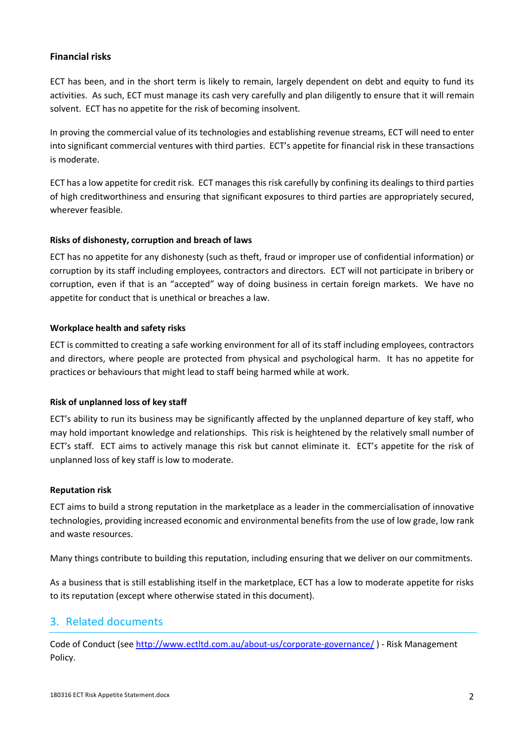### Financial risks

ECT has been, and in the short term is likely to remain, largely dependent on debt and equity to fund its activities. As such, ECT must manage its cash very carefully and plan diligently to ensure that it will remain solvent. ECT has no appetite for the risk of becoming insolvent.

In proving the commercial value of its technologies and establishing revenue streams, ECT will need to enter into significant commercial ventures with third parties. ECT's appetite for financial risk in these transactions is moderate.

ECT has a low appetite for credit risk. ECT manages this risk carefully by confining its dealings to third parties of high creditworthiness and ensuring that significant exposures to third parties are appropriately secured, wherever feasible.

#### Risks of dishonesty, corruption and breach of laws

ECT has no appetite for any dishonesty (such as theft, fraud or improper use of confidential information) or corruption by its staff including employees, contractors and directors. ECT will not participate in bribery or corruption, even if that is an "accepted" way of doing business in certain foreign markets. We have no appetite for conduct that is unethical or breaches a law.

#### Workplace health and safety risks

ECT is committed to creating a safe working environment for all of its staff including employees, contractors and directors, where people are protected from physical and psychological harm. It has no appetite for practices or behaviours that might lead to staff being harmed while at work.

#### Risk of unplanned loss of key staff

ECT's ability to run its business may be significantly affected by the unplanned departure of key staff, who may hold important knowledge and relationships. This risk is heightened by the relatively small number of ECT's staff. ECT aims to actively manage this risk but cannot eliminate it. ECT's appetite for the risk of unplanned loss of key staff is low to moderate.

#### Reputation risk

ECT aims to build a strong reputation in the marketplace as a leader in the commercialisation of innovative technologies, providing increased economic and environmental benefits from the use of low grade, low rank and waste resources.

Many things contribute to building this reputation, including ensuring that we deliver on our commitments.

As a business that is still establishing itself in the marketplace, ECT has a low to moderate appetite for risks to its reputation (except where otherwise stated in this document).

## 3. Related documents

Code of Conduct (see [http://www.ectltd.com.au/about-us/corporate-governance/](http://www.ectltd.com.au/about-us/corporate-governance/) ) - Risk Management Policy.